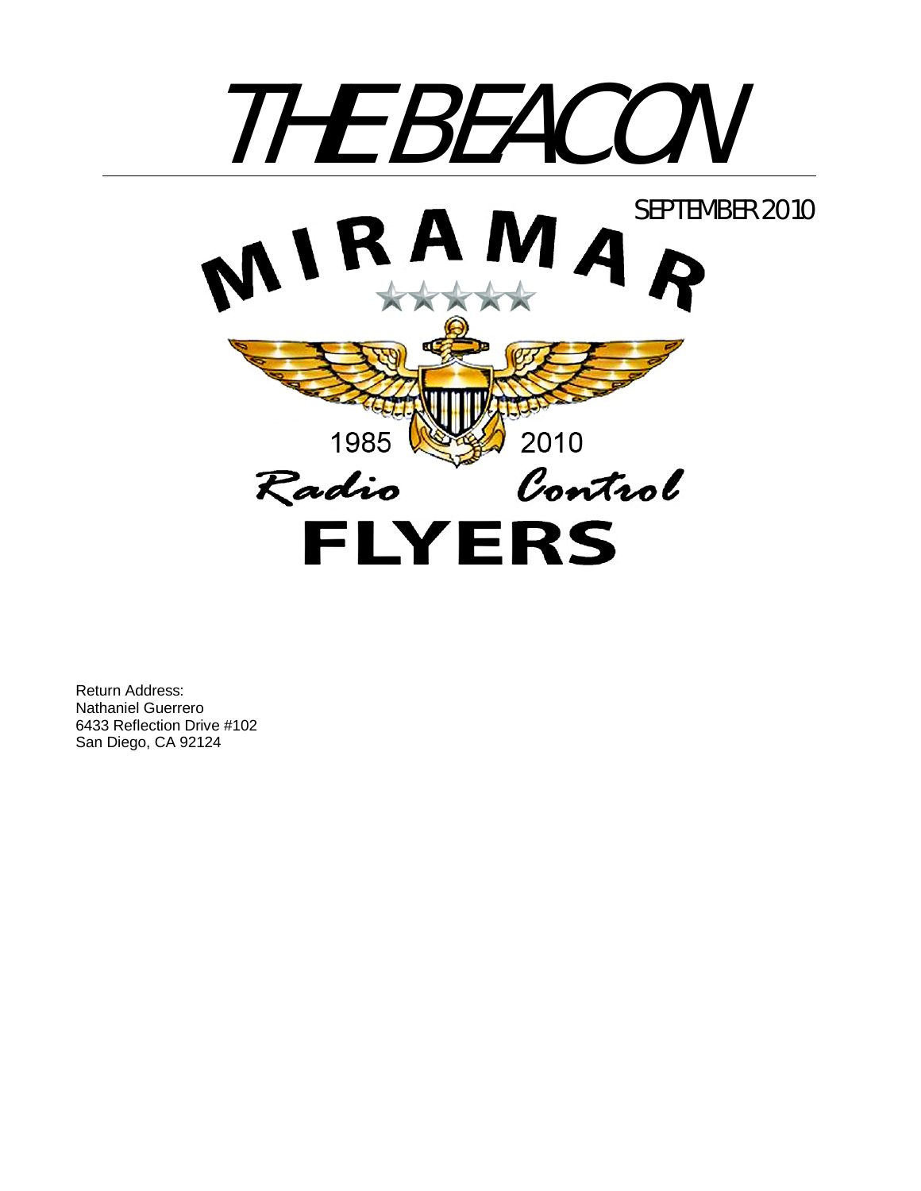# THE BEACON

SEPTEMBER 2010

MIRAMAR

1985 2010

Radio Control

FLYERS

Return Address:
Nathaniel Guerrero
6433 Reflection Drive #102
San Diego, CA 92124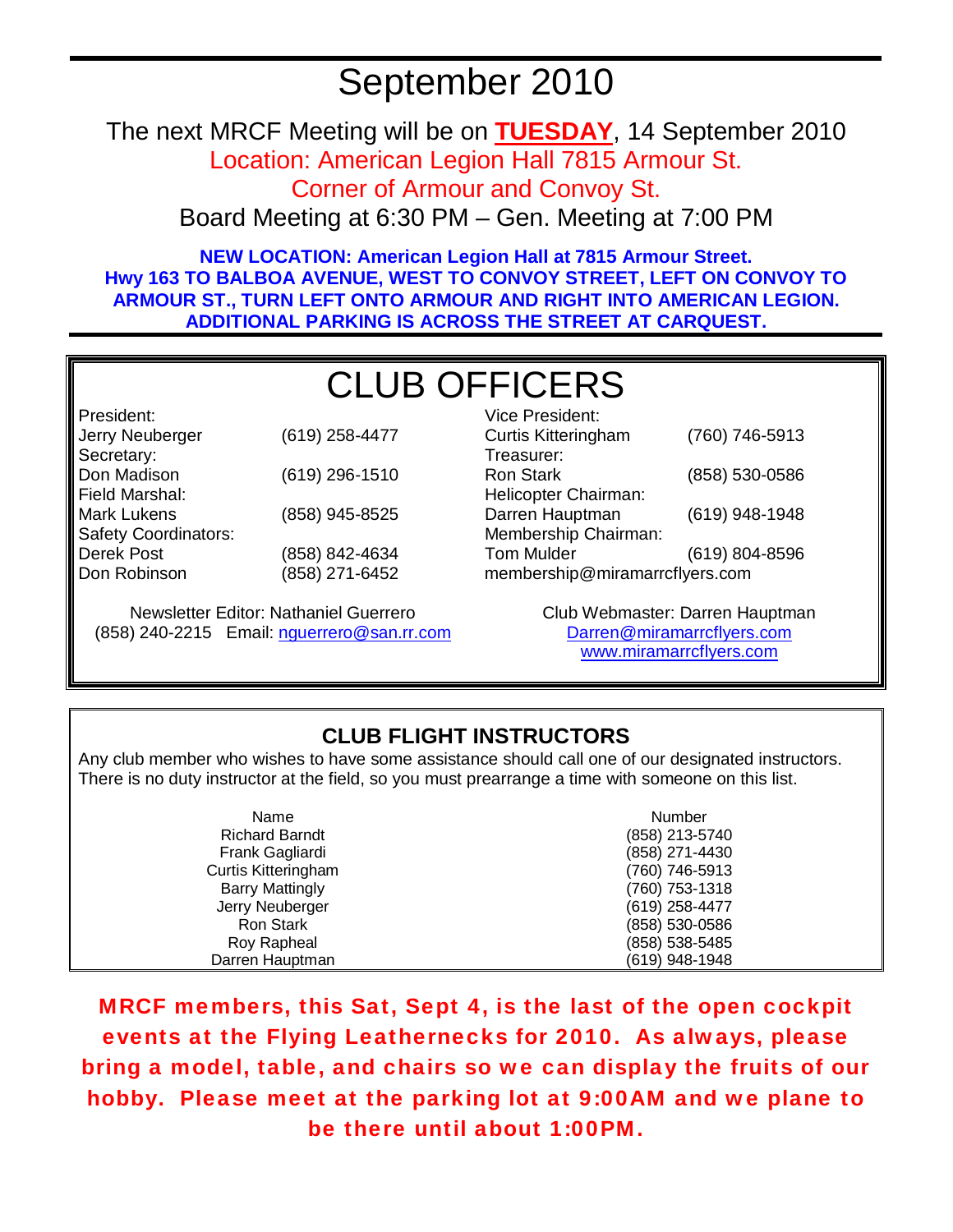# September 2010

The next MRCF Meeting will be on **TUESDAY**, 14 September 2010

Location: American Legion Hall 7815 Armour St.

Corner of Armour and Convoy St.

Board Meeting at 6:30 PM – Gen. Meeting at 7:00 PM

**NEW LOCATION: American Legion Hall at 7815 Armour Street.**
**Hwy 163 TO BALBOA AVENUE, WEST TO CONVOY STREET, LEFT ON CONVOY TO ARMOUR ST., TURN LEFT ONTO ARMOUR AND RIGHT INTO AMERICAN LEGION. ADDITIONAL PARKING IS ACROSS THE STREET AT CARQUEST.**

## CLUB OFFICERS

President:
Jerry Neuberger (619) 258-4477

Secretary:
Don Madison (619) 296-1510

Field Marshal:
Mark Lukens (858) 945-8525

Safety Coordinators:
Derek Post (858) 842-4634
Don Robinson (858) 271-6452

Vice President:
Curtis Kitteringham (760) 746-5913

Treasurer:
Ron Stark (858) 530-0586

Helicopter Chairman:
Darren Hauptman (619) 948-1948

Membership Chairman:
Tom Mulder (619) 804-8596
membership@miramarrcflyers.com

Newsletter Editor: Nathaniel Guerrero
(858) 240-2215 Email: nguerrero@san.rr.com

Club Webmaster: Darren Hauptman
Darren@miramarrcflyers.com
www.miramarrcflyers.com

## CLUB FLIGHT INSTRUCTORS

Any club member who wishes to have some assistance should call one of our designated instructors. There is no duty instructor at the field, so you must prearrange a time with someone on this list.

| Name | Number |
|---|---|
| Richard Barndt | (858) 213-5740 |
| Frank Gagliardi | (858) 271-4430 |
| Curtis Kitteringham | (760) 746-5913 |
| Barry Mattingly | (760) 753-1318 |
| Jerry Neuberger | (619) 258-4477 |
| Ron Stark | (858) 530-0586 |
| Roy Rapheal | (858) 538-5485 |
| Darren Hauptman | (619) 948-1948 |

**MRCF members, this Sat, Sept 4, is the last of the open cockpit events at the Flying Leathernecks for 2010. As always, please bring a model, table, and chairs so we can display the fruits of our hobby. Please meet at the parking lot at 9:00AM and we plane to be there until about 1:00PM.**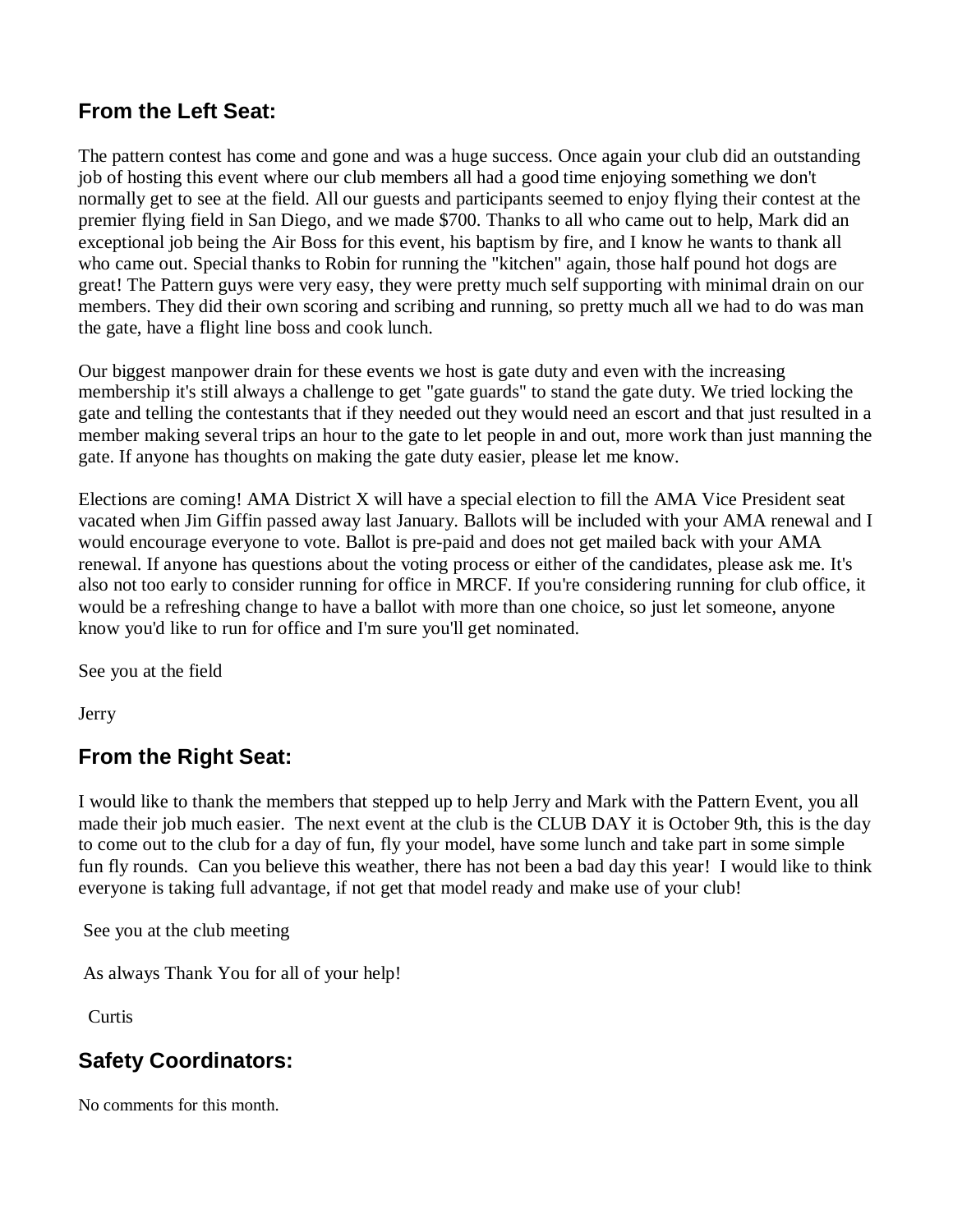## From the Left Seat:

The pattern contest has come and gone and was a huge success. Once again your club did an outstanding job of hosting this event where our club members all had a good time enjoying something we don't normally get to see at the field. All our guests and participants seemed to enjoy flying their contest at the premier flying field in San Diego, and we made $700. Thanks to all who came out to help, Mark did an exceptional job being the Air Boss for this event, his baptism by fire, and I know he wants to thank all who came out. Special thanks to Robin for running the "kitchen" again, those half pound hot dogs are great! The Pattern guys were very easy, they were pretty much self supporting with minimal drain on our members. They did their own scoring and scribing and running, so pretty much all we had to do was man the gate, have a flight line boss and cook lunch.

Our biggest manpower drain for these events we host is gate duty and even with the increasing membership it's still always a challenge to get "gate guards" to stand the gate duty. We tried locking the gate and telling the contestants that if they needed out they would need an escort and that just resulted in a member making several trips an hour to the gate to let people in and out, more work than just manning the gate. If anyone has thoughts on making the gate duty easier, please let me know.

Elections are coming! AMA District X will have a special election to fill the AMA Vice President seat vacated when Jim Giffin passed away last January. Ballots will be included with your AMA renewal and I would encourage everyone to vote. Ballot is pre-paid and does not get mailed back with your AMA renewal. If anyone has questions about the voting process or either of the candidates, please ask me. It's also not too early to consider running for office in MRCF. If you're considering running for club office, it would be a refreshing change to have a ballot with more than one choice, so just let someone, anyone know you'd like to run for office and I'm sure you'll get nominated.

See you at the field

Jerry

## From the Right Seat:

I would like to thank the members that stepped up to help Jerry and Mark with the Pattern Event, you all made their job much easier. The next event at the club is the CLUB DAY it is October 9th, this is the day to come out to the club for a day of fun, fly your model, have some lunch and take part in some simple fun fly rounds. Can you believe this weather, there has not been a bad day this year! I would like to think everyone is taking full advantage, if not get that model ready and make use of your club!

See you at the club meeting

As always Thank You for all of your help!

Curtis

## Safety Coordinators:

No comments for this month.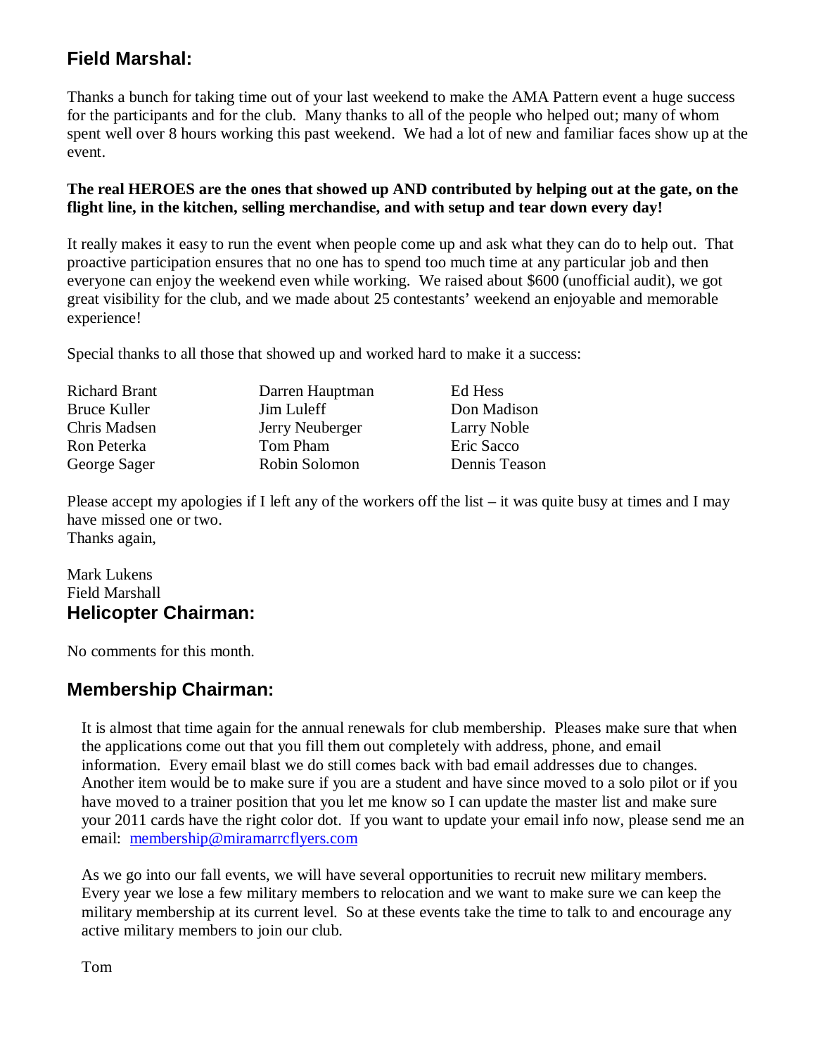## Field Marshal:

Thanks a bunch for taking time out of your last weekend to make the AMA Pattern event a huge success for the participants and for the club. Many thanks to all of the people who helped out; many of whom spent well over 8 hours working this past weekend. We had a lot of new and familiar faces show up at the event.

**The real HEROES are the ones that showed up AND contributed by helping out at the gate, on the flight line, in the kitchen, selling merchandise, and with setup and tear down every day!**

It really makes it easy to run the event when people come up and ask what they can do to help out. That proactive participation ensures that no one has to spend too much time at any particular job and then everyone can enjoy the weekend even while working. We raised about $600 (unofficial audit), we got great visibility for the club, and we made about 25 contestants' weekend an enjoyable and memorable experience!

Special thanks to all those that showed up and worked hard to make it a success:

| | | |
|---|---|---|
| Richard Brant | Darren Hauptman | Ed Hess |
| Bruce Kuller | Jim Luleff | Don Madison |
| Chris Madsen | Jerry Neuberger | Larry Noble |
| Ron Peterka | Tom Pham | Eric Sacco |
| George Sager | Robin Solomon | Dennis Teason |

Please accept my apologies if I left any of the workers off the list – it was quite busy at times and I may have missed one or two.
Thanks again,

Mark Lukens
Field Marshall

## Helicopter Chairman:

No comments for this month.

## Membership Chairman:

It is almost that time again for the annual renewals for club membership. Pleases make sure that when the applications come out that you fill them out completely with address, phone, and email information. Every email blast we do still comes back with bad email addresses due to changes. Another item would be to make sure if you are a student and have since moved to a solo pilot or if you have moved to a trainer position that you let me know so I can update the master list and make sure your 2011 cards have the right color dot. If you want to update your email info now, please send me an email: membership@miramarrcflyers.com

As we go into our fall events, we will have several opportunities to recruit new military members. Every year we lose a few military members to relocation and we want to make sure we can keep the military membership at its current level. So at these events take the time to talk to and encourage any active military members to join our club.

Tom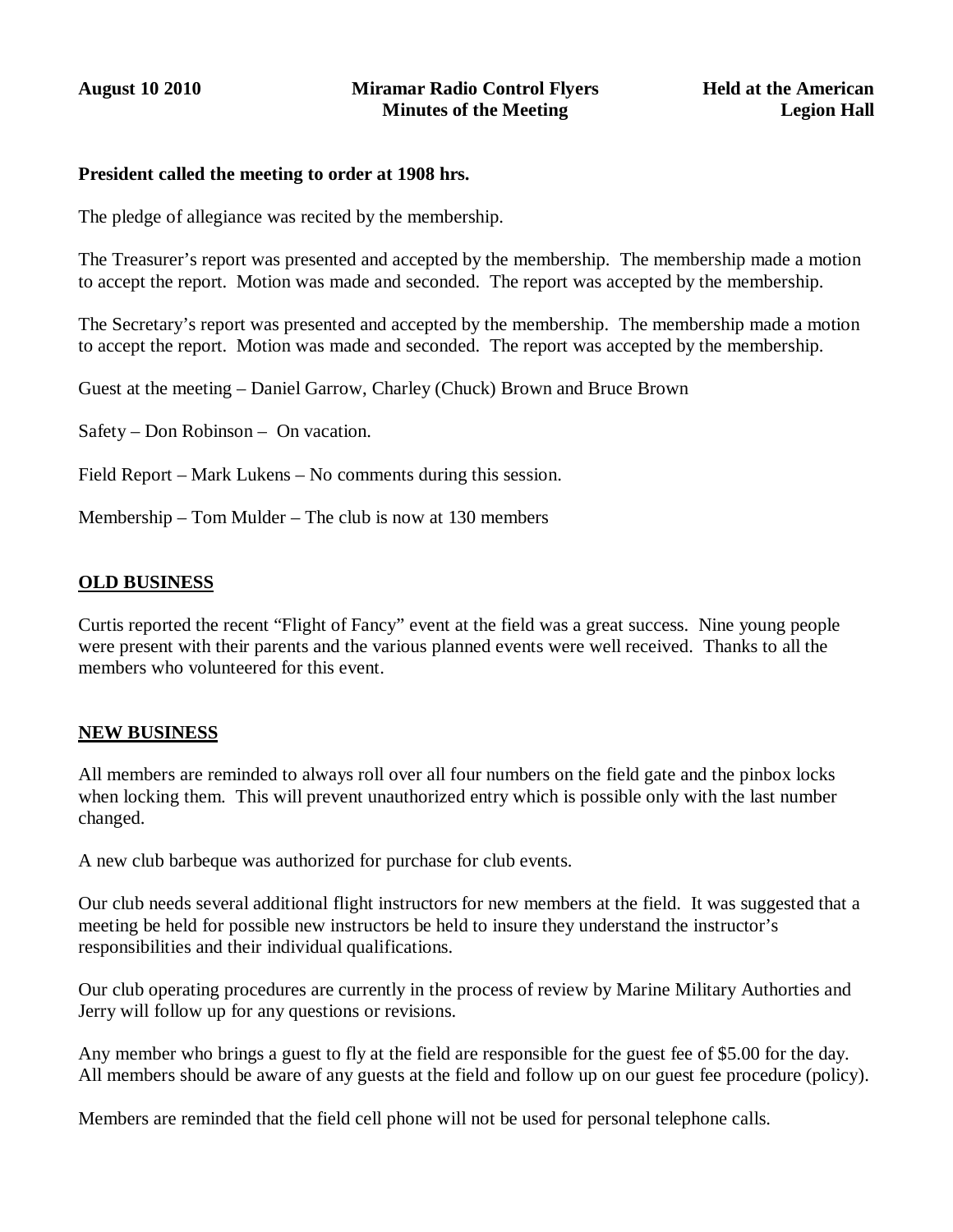**August 10 2010** **Miramar Radio Control Flyers** **Held at the American Legion Hall**

**Minutes of the Meeting**

**President called the meeting to order at 1908 hrs.**

The pledge of allegiance was recited by the membership.

The Treasurer's report was presented and accepted by the membership. The membership made a motion to accept the report. Motion was made and seconded. The report was accepted by the membership.

The Secretary's report was presented and accepted by the membership. The membership made a motion to accept the report. Motion was made and seconded. The report was accepted by the membership.

Guest at the meeting – Daniel Garrow, Charley (Chuck) Brown and Bruce Brown

Safety – Don Robinson – On vacation.

Field Report – Mark Lukens – No comments during this session.

Membership – Tom Mulder – The club is now at 130 members

## OLD BUSINESS

Curtis reported the recent "Flight of Fancy" event at the field was a great success. Nine young people were present with their parents and the various planned events were well received. Thanks to all the members who volunteered for this event.

## NEW BUSINESS

All members are reminded to always roll over all four numbers on the field gate and the pinbox locks when locking them. This will prevent unauthorized entry which is possible only with the last number changed.

A new club barbeque was authorized for purchase for club events.

Our club needs several additional flight instructors for new members at the field. It was suggested that a meeting be held for possible new instructors be held to insure they understand the instructor's responsibilities and their individual qualifications.

Our club operating procedures are currently in the process of review by Marine Military Authorties and Jerry will follow up for any questions or revisions.

Any member who brings a guest to fly at the field are responsible for the guest fee of $5.00 for the day. All members should be aware of any guests at the field and follow up on our guest fee procedure (policy).

Members are reminded that the field cell phone will not be used for personal telephone calls.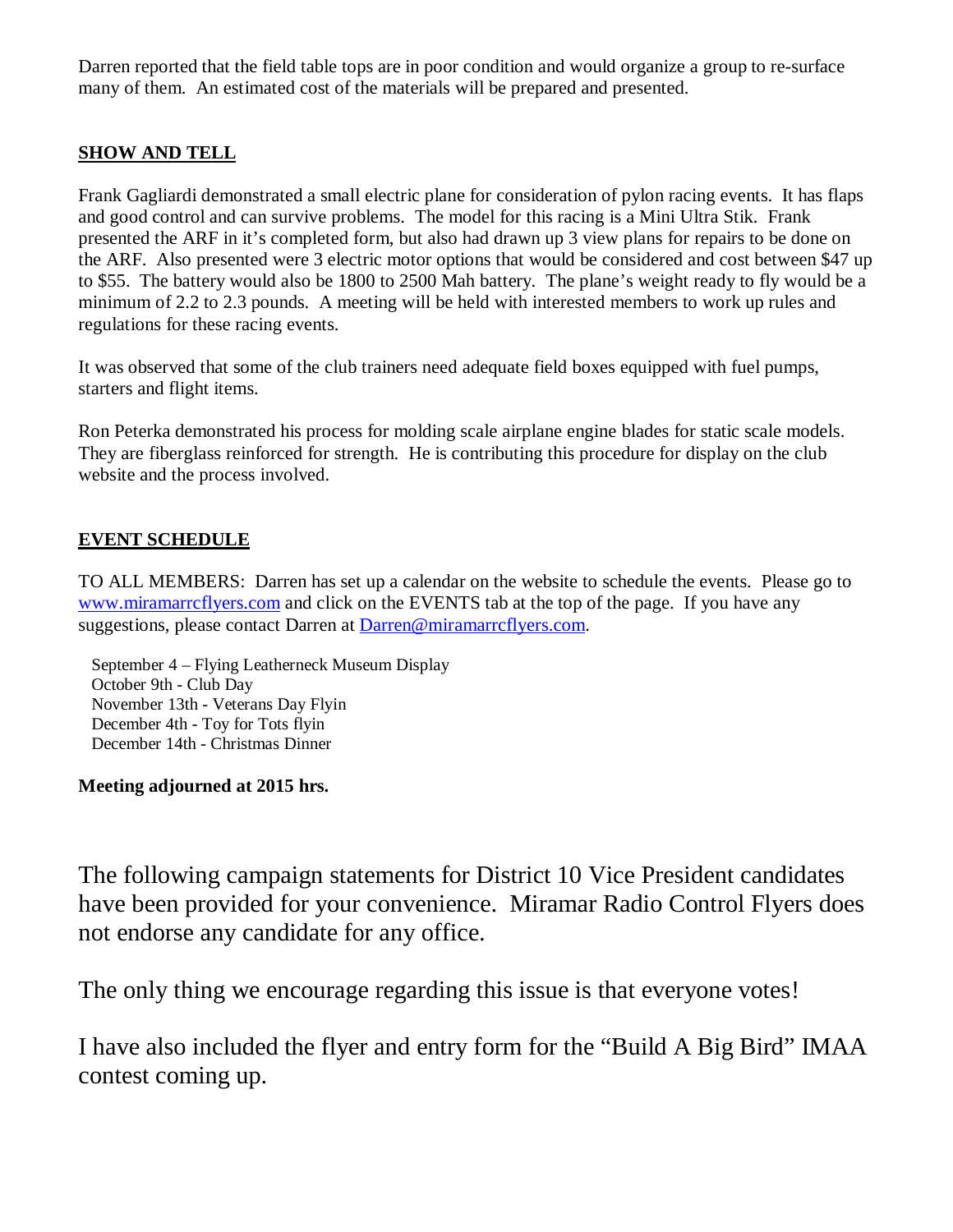Darren reported that the field table tops are in poor condition and would organize a group to re-surface many of them. An estimated cost of the materials will be prepared and presented.

## SHOW AND TELL

Frank Gagliardi demonstrated a small electric plane for consideration of pylon racing events. It has flaps and good control and can survive problems. The model for this racing is a Mini Ultra Stik. Frank presented the ARF in it's completed form, but also had drawn up 3 view plans for repairs to be done on the ARF. Also presented were 3 electric motor options that would be considered and cost between $47 up to $55. The battery would also be 1800 to 2500 Mah battery. The plane's weight ready to fly would be a minimum of 2.2 to 2.3 pounds. A meeting will be held with interested members to work up rules and regulations for these racing events.

It was observed that some of the club trainers need adequate field boxes equipped with fuel pumps, starters and flight items.

Ron Peterka demonstrated his process for molding scale airplane engine blades for static scale models. They are fiberglass reinforced for strength. He is contributing this procedure for display on the club website and the process involved.

## EVENT SCHEDULE

TO ALL MEMBERS: Darren has set up a calendar on the website to schedule the events. Please go to www.miramarrcflyers.com and click on the EVENTS tab at the top of the page. If you have any suggestions, please contact Darren at Darren@miramarrcflyers.com.

September 4 – Flying Leatherneck Museum Display
October 9th - Club Day
November 13th - Veterans Day Flyin
December 4th - Toy for Tots flyin
December 14th - Christmas Dinner

**Meeting adjourned at 2015 hrs.**

The following campaign statements for District 10 Vice President candidates have been provided for your convenience. Miramar Radio Control Flyers does not endorse any candidate for any office.

The only thing we encourage regarding this issue is that everyone votes!

I have also included the flyer and entry form for the "Build A Big Bird" IMAA contest coming up.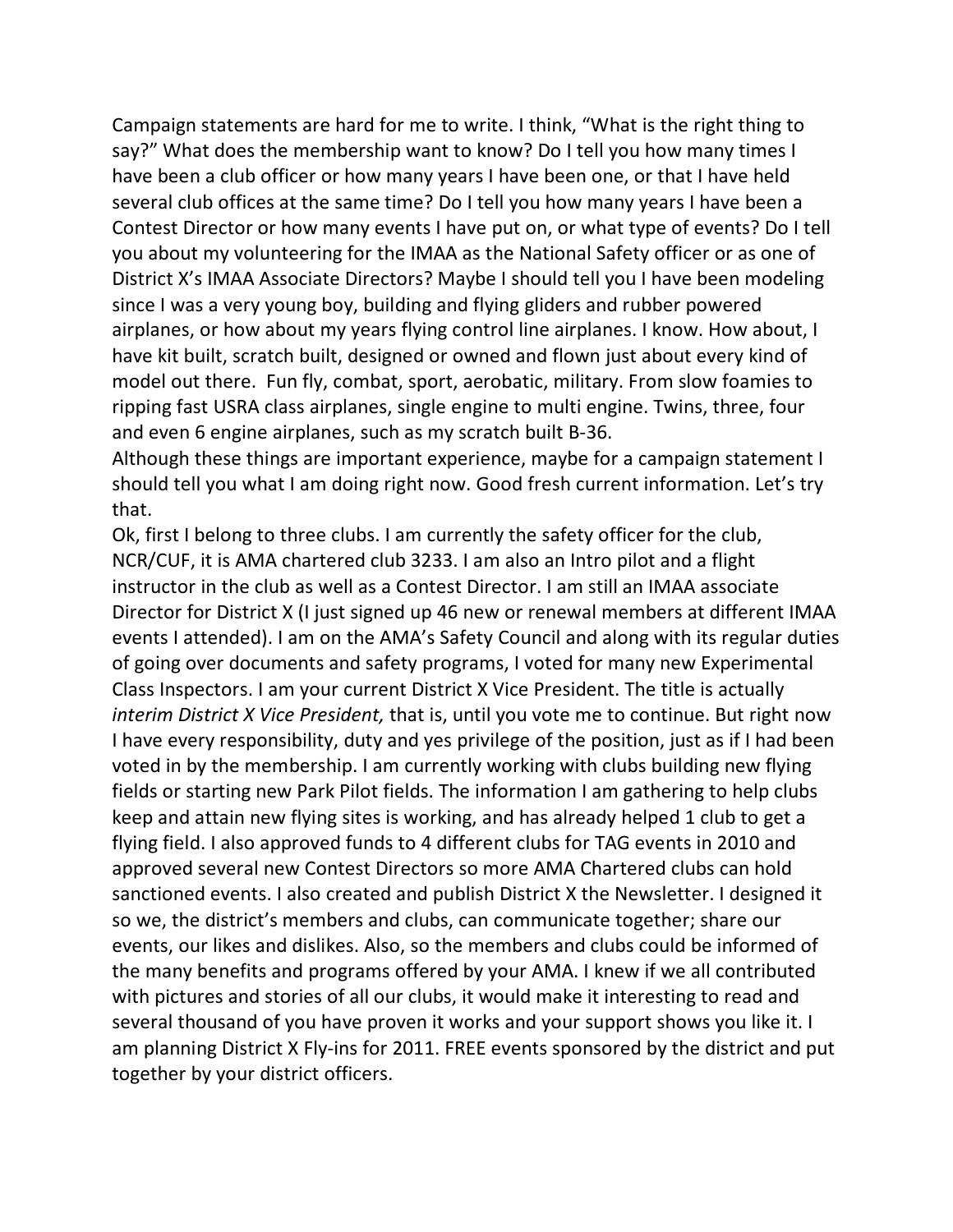Campaign statements are hard for me to write. I think, "What is the right thing to say?" What does the membership want to know? Do I tell you how many times I have been a club officer or how many years I have been one, or that I have held several club offices at the same time? Do I tell you how many years I have been a Contest Director or how many events I have put on, or what type of events? Do I tell you about my volunteering for the IMAA as the National Safety officer or as one of District X's IMAA Associate Directors? Maybe I should tell you I have been modeling since I was a very young boy, building and flying gliders and rubber powered airplanes, or how about my years flying control line airplanes. I know. How about, I have kit built, scratch built, designed or owned and flown just about every kind of model out there. Fun fly, combat, sport, aerobatic, military. From slow foamies to ripping fast USRA class airplanes, single engine to multi engine. Twins, three, four and even 6 engine airplanes, such as my scratch built B-36.

Although these things are important experience, maybe for a campaign statement I should tell you what I am doing right now. Good fresh current information. Let's try that.

Ok, first I belong to three clubs. I am currently the safety officer for the club, NCR/CUF, it is AMA chartered club 3233. I am also an Intro pilot and a flight instructor in the club as well as a Contest Director. I am still an IMAA associate Director for District X (I just signed up 46 new or renewal members at different IMAA events I attended). I am on the AMA's Safety Council and along with its regular duties of going over documents and safety programs, I voted for many new Experimental Class Inspectors. I am your current District X Vice President. The title is actually *interim District X Vice President,* that is, until you vote me to continue. But right now I have every responsibility, duty and yes privilege of the position, just as if I had been voted in by the membership. I am currently working with clubs building new flying fields or starting new Park Pilot fields. The information I am gathering to help clubs keep and attain new flying sites is working, and has already helped 1 club to get a flying field. I also approved funds to 4 different clubs for TAG events in 2010 and approved several new Contest Directors so more AMA Chartered clubs can hold sanctioned events. I also created and publish District X the Newsletter. I designed it so we, the district's members and clubs, can communicate together; share our events, our likes and dislikes. Also, so the members and clubs could be informed of the many benefits and programs offered by your AMA. I knew if we all contributed with pictures and stories of all our clubs, it would make it interesting to read and several thousand of you have proven it works and your support shows you like it. I am planning District X Fly-ins for 2011. FREE events sponsored by the district and put together by your district officers.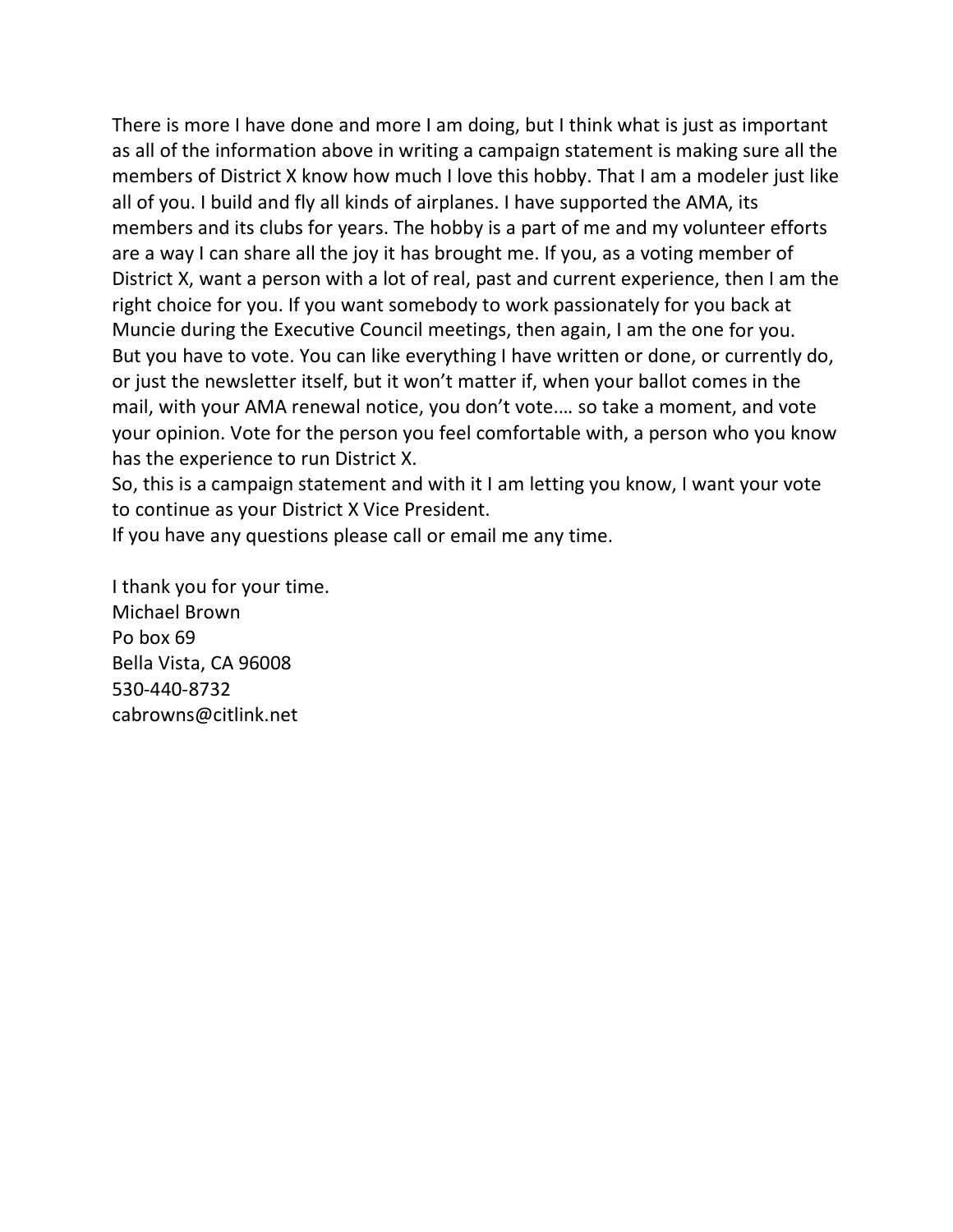There is more I have done and more I am doing, but I think what is just as important as all of the information above in writing a campaign statement is making sure all the members of District X know how much I love this hobby. That I am a modeler just like all of you. I build and fly all kinds of airplanes. I have supported the AMA, its members and its clubs for years. The hobby is a part of me and my volunteer efforts are a way I can share all the joy it has brought me. If you, as a voting member of District X, want a person with a lot of real, past and current experience, then I am the right choice for you. If you want somebody to work passionately for you back at Muncie during the Executive Council meetings, then again, I am the one for you.
But you have to vote. You can like everything I have written or done, or currently do, or just the newsletter itself, but it won't matter if, when your ballot comes in the mail, with your AMA renewal notice, you don't vote.… so take a moment, and vote your opinion. Vote for the person you feel comfortable with, a person who you know has the experience to run District X.
So, this is a campaign statement and with it I am letting you know, I want your vote to continue as your District X Vice President.
If you have any questions please call or email me any time.

I thank you for your time.
Michael Brown
Po box 69
Bella Vista, CA 96008
530-440-8732
cabrowns@citlink.net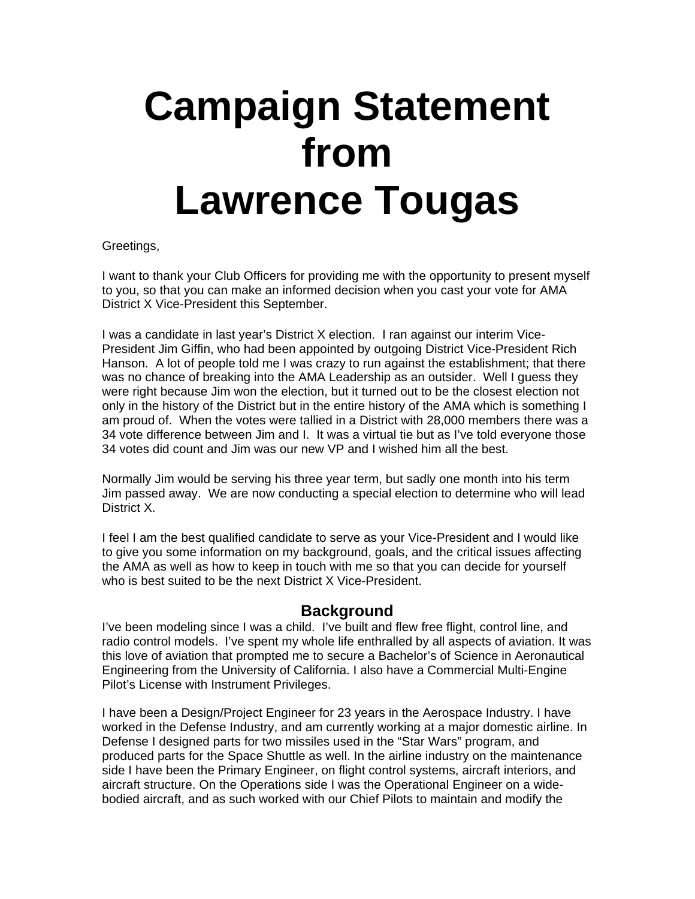# Campaign Statement from Lawrence Tougas

Greetings,

I want to thank your Club Officers for providing me with the opportunity to present myself to you, so that you can make an informed decision when you cast your vote for AMA District X Vice-President this September.

I was a candidate in last year's District X election. I ran against our interim Vice-President Jim Giffin, who had been appointed by outgoing District Vice-President Rich Hanson. A lot of people told me I was crazy to run against the establishment; that there was no chance of breaking into the AMA Leadership as an outsider. Well I guess they were right because Jim won the election, but it turned out to be the closest election not only in the history of the District but in the entire history of the AMA which is something I am proud of. When the votes were tallied in a District with 28,000 members there was a 34 vote difference between Jim and I. It was a virtual tie but as I've told everyone those 34 votes did count and Jim was our new VP and I wished him all the best.

Normally Jim would be serving his three year term, but sadly one month into his term Jim passed away. We are now conducting a special election to determine who will lead District X.

I feel I am the best qualified candidate to serve as your Vice-President and I would like to give you some information on my background, goals, and the critical issues affecting the AMA as well as how to keep in touch with me so that you can decide for yourself who is best suited to be the next District X Vice-President.

## Background

I've been modeling since I was a child. I've built and flew free flight, control line, and radio control models. I've spent my whole life enthralled by all aspects of aviation. It was this love of aviation that prompted me to secure a Bachelor's of Science in Aeronautical Engineering from the University of California. I also have a Commercial Multi-Engine Pilot's License with Instrument Privileges.

I have been a Design/Project Engineer for 23 years in the Aerospace Industry. I have worked in the Defense Industry, and am currently working at a major domestic airline. In Defense I designed parts for two missiles used in the "Star Wars" program, and produced parts for the Space Shuttle as well. In the airline industry on the maintenance side I have been the Primary Engineer, on flight control systems, aircraft interiors, and aircraft structure. On the Operations side I was the Operational Engineer on a wide-bodied aircraft, and as such worked with our Chief Pilots to maintain and modify the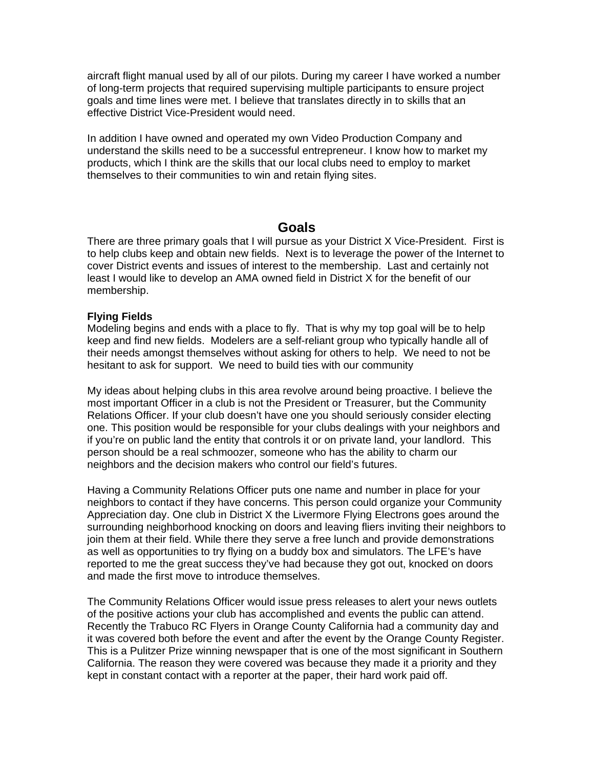aircraft flight manual used by all of our pilots. During my career I have worked a number of long-term projects that required supervising multiple participants to ensure project goals and time lines were met. I believe that translates directly in to skills that an effective District Vice-President would need.

In addition I have owned and operated my own Video Production Company and understand the skills need to be a successful entrepreneur. I know how to market my products, which I think are the skills that our local clubs need to employ to market themselves to their communities to win and retain flying sites.

## Goals

There are three primary goals that I will pursue as your District X Vice-President. First is to help clubs keep and obtain new fields. Next is to leverage the power of the Internet to cover District events and issues of interest to the membership. Last and certainly not least I would like to develop an AMA owned field in District X for the benefit of our membership.

**Flying Fields**

Modeling begins and ends with a place to fly. That is why my top goal will be to help keep and find new fields. Modelers are a self-reliant group who typically handle all of their needs amongst themselves without asking for others to help. We need to not be hesitant to ask for support. We need to build ties with our community

My ideas about helping clubs in this area revolve around being proactive. I believe the most important Officer in a club is not the President or Treasurer, but the Community Relations Officer. If your club doesn't have one you should seriously consider electing one. This position would be responsible for your clubs dealings with your neighbors and if you're on public land the entity that controls it or on private land, your landlord. This person should be a real schmoozer, someone who has the ability to charm our neighbors and the decision makers who control our field's futures.

Having a Community Relations Officer puts one name and number in place for your neighbors to contact if they have concerns. This person could organize your Community Appreciation day. One club in District X the Livermore Flying Electrons goes around the surrounding neighborhood knocking on doors and leaving fliers inviting their neighbors to join them at their field. While there they serve a free lunch and provide demonstrations as well as opportunities to try flying on a buddy box and simulators. The LFE's have reported to me the great success they've had because they got out, knocked on doors and made the first move to introduce themselves.

The Community Relations Officer would issue press releases to alert your news outlets of the positive actions your club has accomplished and events the public can attend. Recently the Trabuco RC Flyers in Orange County California had a community day and it was covered both before the event and after the event by the Orange County Register. This is a Pulitzer Prize winning newspaper that is one of the most significant in Southern California. The reason they were covered was because they made it a priority and they kept in constant contact with a reporter at the paper, their hard work paid off.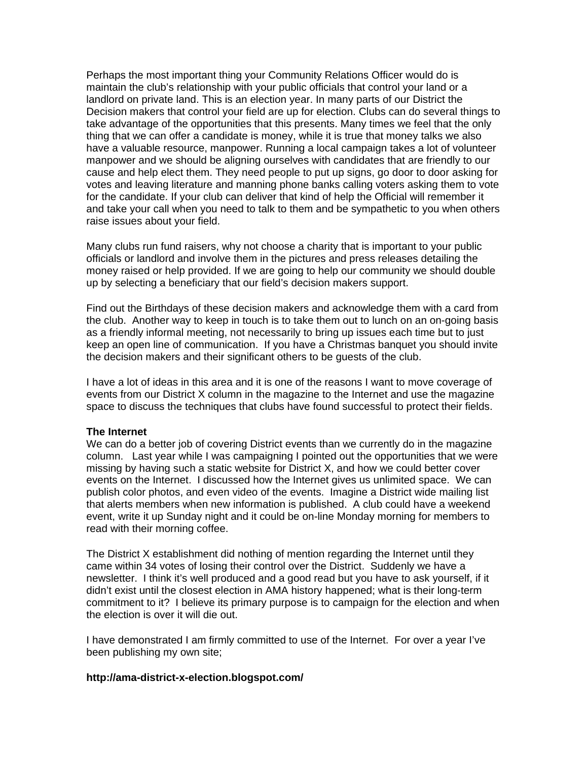Perhaps the most important thing your Community Relations Officer would do is maintain the club's relationship with your public officials that control your land or a landlord on private land. This is an election year. In many parts of our District the Decision makers that control your field are up for election. Clubs can do several things to take advantage of the opportunities that this presents. Many times we feel that the only thing that we can offer a candidate is money, while it is true that money talks we also have a valuable resource, manpower. Running a local campaign takes a lot of volunteer manpower and we should be aligning ourselves with candidates that are friendly to our cause and help elect them. They need people to put up signs, go door to door asking for votes and leaving literature and manning phone banks calling voters asking them to vote for the candidate. If your club can deliver that kind of help the Official will remember it and take your call when you need to talk to them and be sympathetic to you when others raise issues about your field.

Many clubs run fund raisers, why not choose a charity that is important to your public officials or landlord and involve them in the pictures and press releases detailing the money raised or help provided. If we are going to help our community we should double up by selecting a beneficiary that our field's decision makers support.

Find out the Birthdays of these decision makers and acknowledge them with a card from the club. Another way to keep in touch is to take them out to lunch on an on-going basis as a friendly informal meeting, not necessarily to bring up issues each time but to just keep an open line of communication. If you have a Christmas banquet you should invite the decision makers and their significant others to be guests of the club.

I have a lot of ideas in this area and it is one of the reasons I want to move coverage of events from our District X column in the magazine to the Internet and use the magazine space to discuss the techniques that clubs have found successful to protect their fields.

**The Internet**

We can do a better job of covering District events than we currently do in the magazine column. Last year while I was campaigning I pointed out the opportunities that we were missing by having such a static website for District X, and how we could better cover events on the Internet. I discussed how the Internet gives us unlimited space. We can publish color photos, and even video of the events. Imagine a District wide mailing list that alerts members when new information is published. A club could have a weekend event, write it up Sunday night and it could be on-line Monday morning for members to read with their morning coffee.

The District X establishment did nothing of mention regarding the Internet until they came within 34 votes of losing their control over the District. Suddenly we have a newsletter. I think it's well produced and a good read but you have to ask yourself, if it didn't exist until the closest election in AMA history happened; what is their long-term commitment to it? I believe its primary purpose is to campaign for the election and when the election is over it will die out.

I have demonstrated I am firmly committed to use of the Internet. For over a year I've been publishing my own site;

**http://ama-district-x-election.blogspot.com/**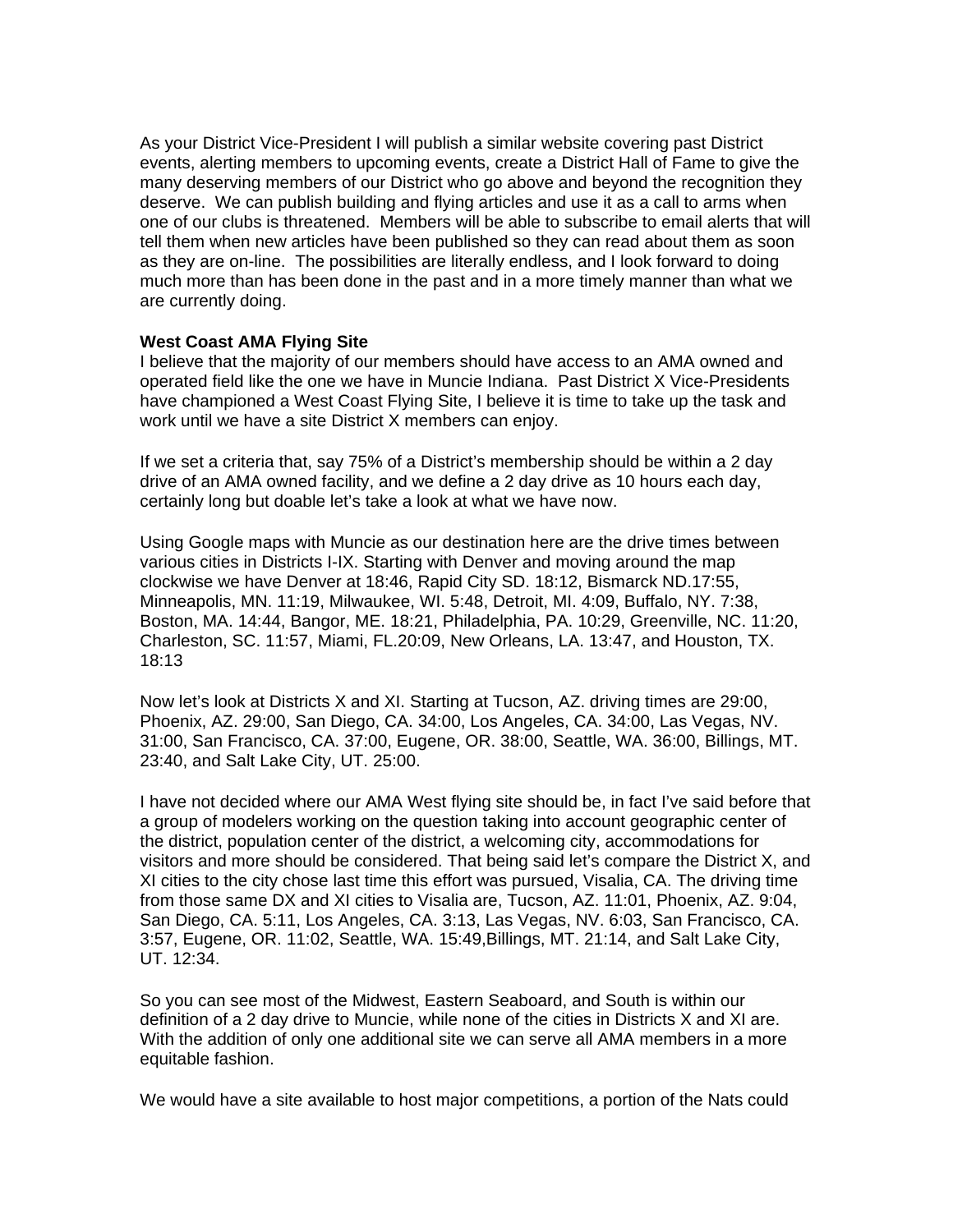As your District Vice-President I will publish a similar website covering past District events, alerting members to upcoming events, create a District Hall of Fame to give the many deserving members of our District who go above and beyond the recognition they deserve. We can publish building and flying articles and use it as a call to arms when one of our clubs is threatened. Members will be able to subscribe to email alerts that will tell them when new articles have been published so they can read about them as soon as they are on-line. The possibilities are literally endless, and I look forward to doing much more than has been done in the past and in a more timely manner than what we are currently doing.

**West Coast AMA Flying Site**

I believe that the majority of our members should have access to an AMA owned and operated field like the one we have in Muncie Indiana. Past District X Vice-Presidents have championed a West Coast Flying Site, I believe it is time to take up the task and work until we have a site District X members can enjoy.

If we set a criteria that, say 75% of a District's membership should be within a 2 day drive of an AMA owned facility, and we define a 2 day drive as 10 hours each day, certainly long but doable let's take a look at what we have now.

Using Google maps with Muncie as our destination here are the drive times between various cities in Districts I-IX. Starting with Denver and moving around the map clockwise we have Denver at 18:46, Rapid City SD. 18:12, Bismarck ND.17:55, Minneapolis, MN. 11:19, Milwaukee, WI. 5:48, Detroit, MI. 4:09, Buffalo, NY. 7:38, Boston, MA. 14:44, Bangor, ME. 18:21, Philadelphia, PA. 10:29, Greenville, NC. 11:20, Charleston, SC. 11:57, Miami, FL.20:09, New Orleans, LA. 13:47, and Houston, TX. 18:13

Now let's look at Districts X and XI. Starting at Tucson, AZ. driving times are 29:00, Phoenix, AZ. 29:00, San Diego, CA. 34:00, Los Angeles, CA. 34:00, Las Vegas, NV. 31:00, San Francisco, CA. 37:00, Eugene, OR. 38:00, Seattle, WA. 36:00, Billings, MT. 23:40, and Salt Lake City, UT. 25:00.

I have not decided where our AMA West flying site should be, in fact I've said before that a group of modelers working on the question taking into account geographic center of the district, population center of the district, a welcoming city, accommodations for visitors and more should be considered. That being said let's compare the District X, and XI cities to the city chose last time this effort was pursued, Visalia, CA. The driving time from those same DX and XI cities to Visalia are, Tucson, AZ. 11:01, Phoenix, AZ. 9:04, San Diego, CA. 5:11, Los Angeles, CA. 3:13, Las Vegas, NV. 6:03, San Francisco, CA. 3:57, Eugene, OR. 11:02, Seattle, WA. 15:49,Billings, MT. 21:14, and Salt Lake City, UT. 12:34.

So you can see most of the Midwest, Eastern Seaboard, and South is within our definition of a 2 day drive to Muncie, while none of the cities in Districts X and XI are. With the addition of only one additional site we can serve all AMA members in a more equitable fashion.

We would have a site available to host major competitions, a portion of the Nats could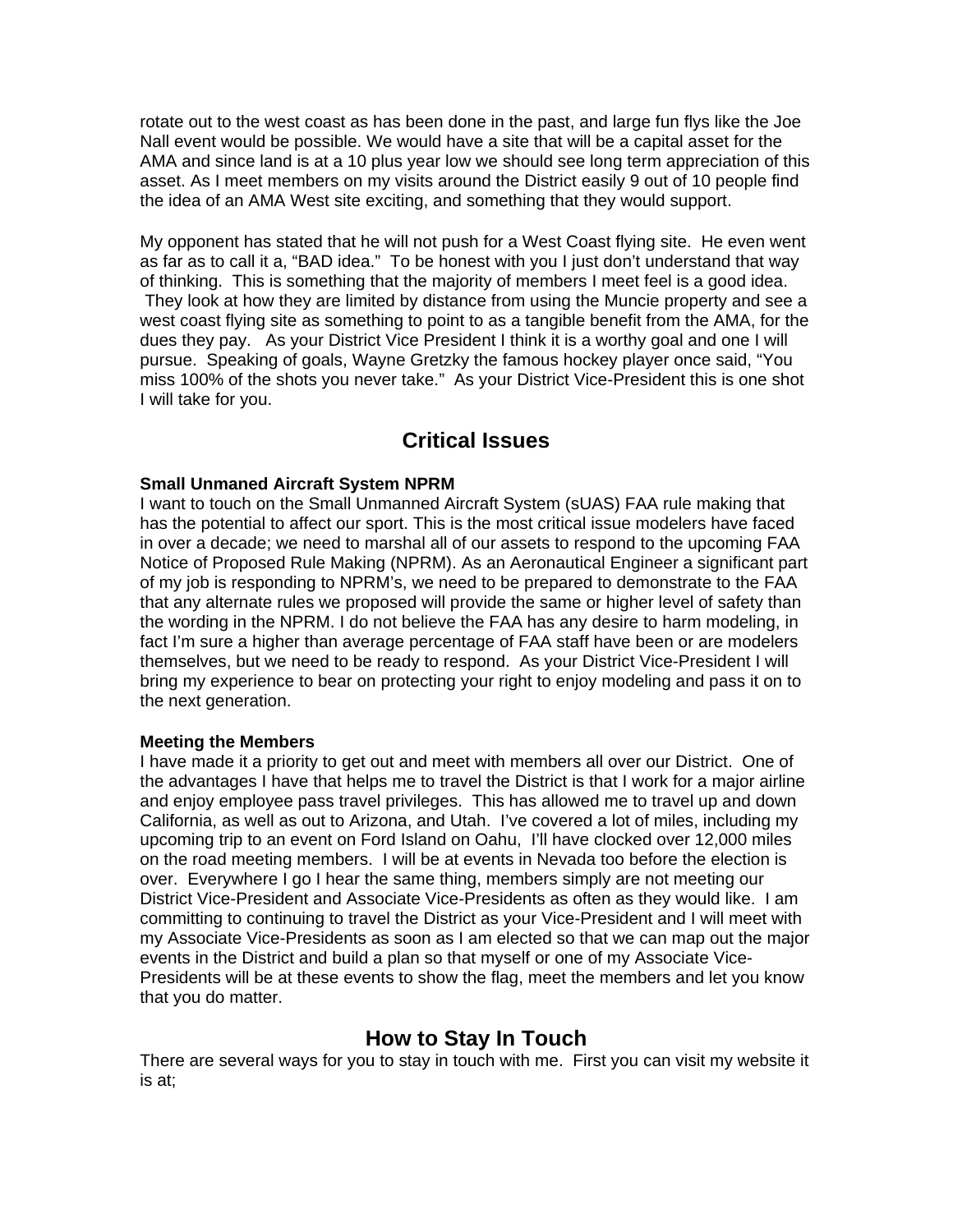rotate out to the west coast as has been done in the past, and large fun flys like the Joe Nall event would be possible. We would have a site that will be a capital asset for the AMA and since land is at a 10 plus year low we should see long term appreciation of this asset. As I meet members on my visits around the District easily 9 out of 10 people find the idea of an AMA West site exciting, and something that they would support.

My opponent has stated that he will not push for a West Coast flying site. He even went as far as to call it a, "BAD idea." To be honest with you I just don't understand that way of thinking. This is something that the majority of members I meet feel is a good idea. They look at how they are limited by distance from using the Muncie property and see a west coast flying site as something to point to as a tangible benefit from the AMA, for the dues they pay. As your District Vice President I think it is a worthy goal and one I will pursue. Speaking of goals, Wayne Gretzky the famous hockey player once said, "You miss 100% of the shots you never take." As your District Vice-President this is one shot I will take for you.

## Critical Issues

**Small Unmaned Aircraft System NPRM**

I want to touch on the Small Unmanned Aircraft System (sUAS) FAA rule making that has the potential to affect our sport. This is the most critical issue modelers have faced in over a decade; we need to marshal all of our assets to respond to the upcoming FAA Notice of Proposed Rule Making (NPRM). As an Aeronautical Engineer a significant part of my job is responding to NPRM's, we need to be prepared to demonstrate to the FAA that any alternate rules we proposed will provide the same or higher level of safety than the wording in the NPRM. I do not believe the FAA has any desire to harm modeling, in fact I'm sure a higher than average percentage of FAA staff have been or are modelers themselves, but we need to be ready to respond. As your District Vice-President I will bring my experience to bear on protecting your right to enjoy modeling and pass it on to the next generation.

**Meeting the Members**

I have made it a priority to get out and meet with members all over our District. One of the advantages I have that helps me to travel the District is that I work for a major airline and enjoy employee pass travel privileges. This has allowed me to travel up and down California, as well as out to Arizona, and Utah. I've covered a lot of miles, including my upcoming trip to an event on Ford Island on Oahu, I'll have clocked over 12,000 miles on the road meeting members. I will be at events in Nevada too before the election is over. Everywhere I go I hear the same thing, members simply are not meeting our District Vice-President and Associate Vice-Presidents as often as they would like. I am committing to continuing to travel the District as your Vice-President and I will meet with my Associate Vice-Presidents as soon as I am elected so that we can map out the major events in the District and build a plan so that myself or one of my Associate Vice-Presidents will be at these events to show the flag, meet the members and let you know that you do matter.

## How to Stay In Touch

There are several ways for you to stay in touch with me. First you can visit my website it is at;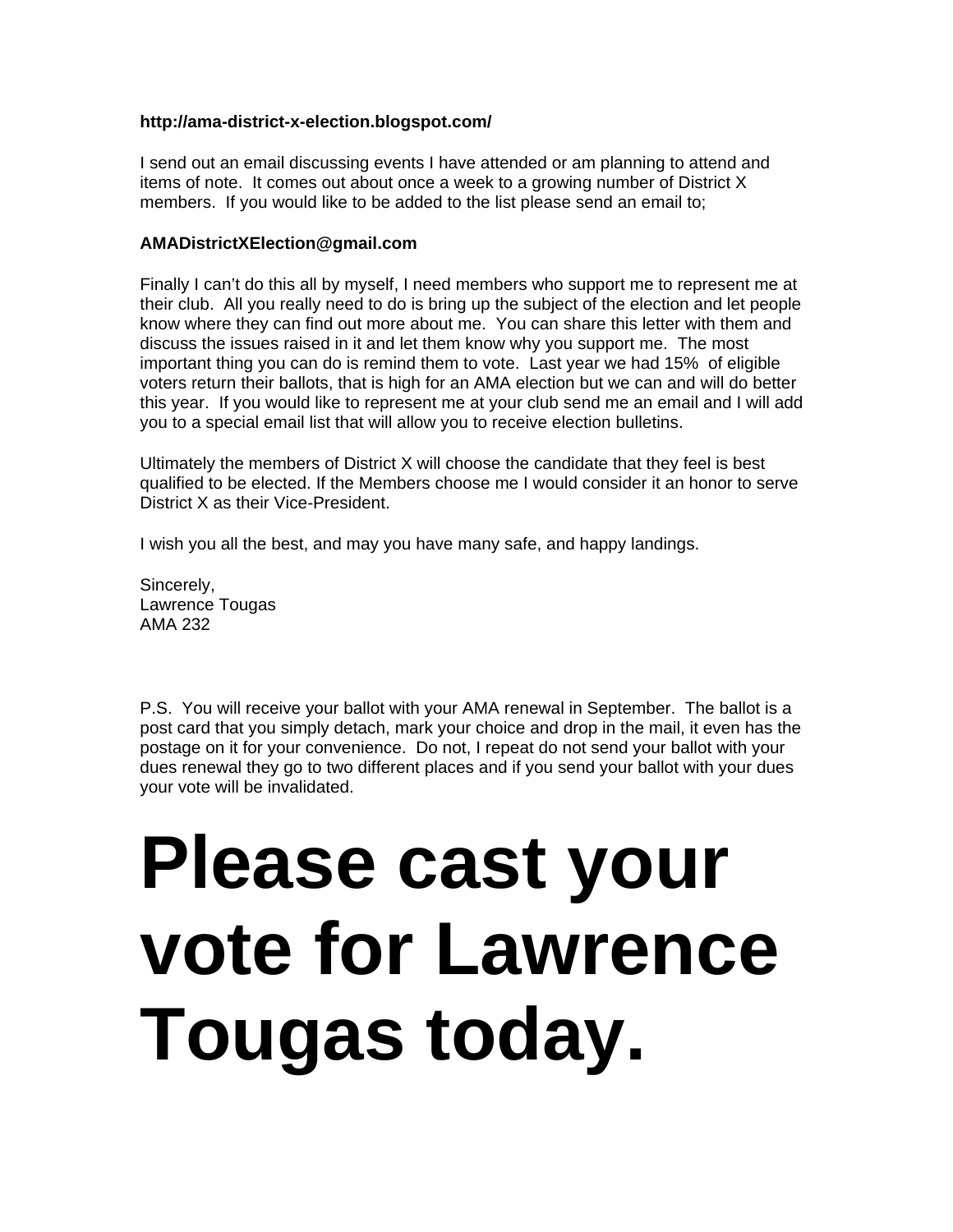**http://ama-district-x-election.blogspot.com/**

I send out an email discussing events I have attended or am planning to attend and items of note. It comes out about once a week to a growing number of District X members. If you would like to be added to the list please send an email to;

**AMADistrictXElection@gmail.com**

Finally I can't do this all by myself, I need members who support me to represent me at their club. All you really need to do is bring up the subject of the election and let people know where they can find out more about me. You can share this letter with them and discuss the issues raised in it and let them know why you support me. The most important thing you can do is remind them to vote. Last year we had 15% of eligible voters return their ballots, that is high for an AMA election but we can and will do better this year. If you would like to represent me at your club send me an email and I will add you to a special email list that will allow you to receive election bulletins.

Ultimately the members of District X will choose the candidate that they feel is best qualified to be elected. If the Members choose me I would consider it an honor to serve District X as their Vice-President.

I wish you all the best, and may you have many safe, and happy landings.

Sincerely,
Lawrence Tougas
AMA 232

P.S. You will receive your ballot with your AMA renewal in September. The ballot is a post card that you simply detach, mark your choice and drop in the mail, it even has the postage on it for your convenience. Do not, I repeat do not send your ballot with your dues renewal they go to two different places and if you send your ballot with your dues your vote will be invalidated.

# Please cast your vote for Lawrence Tougas today.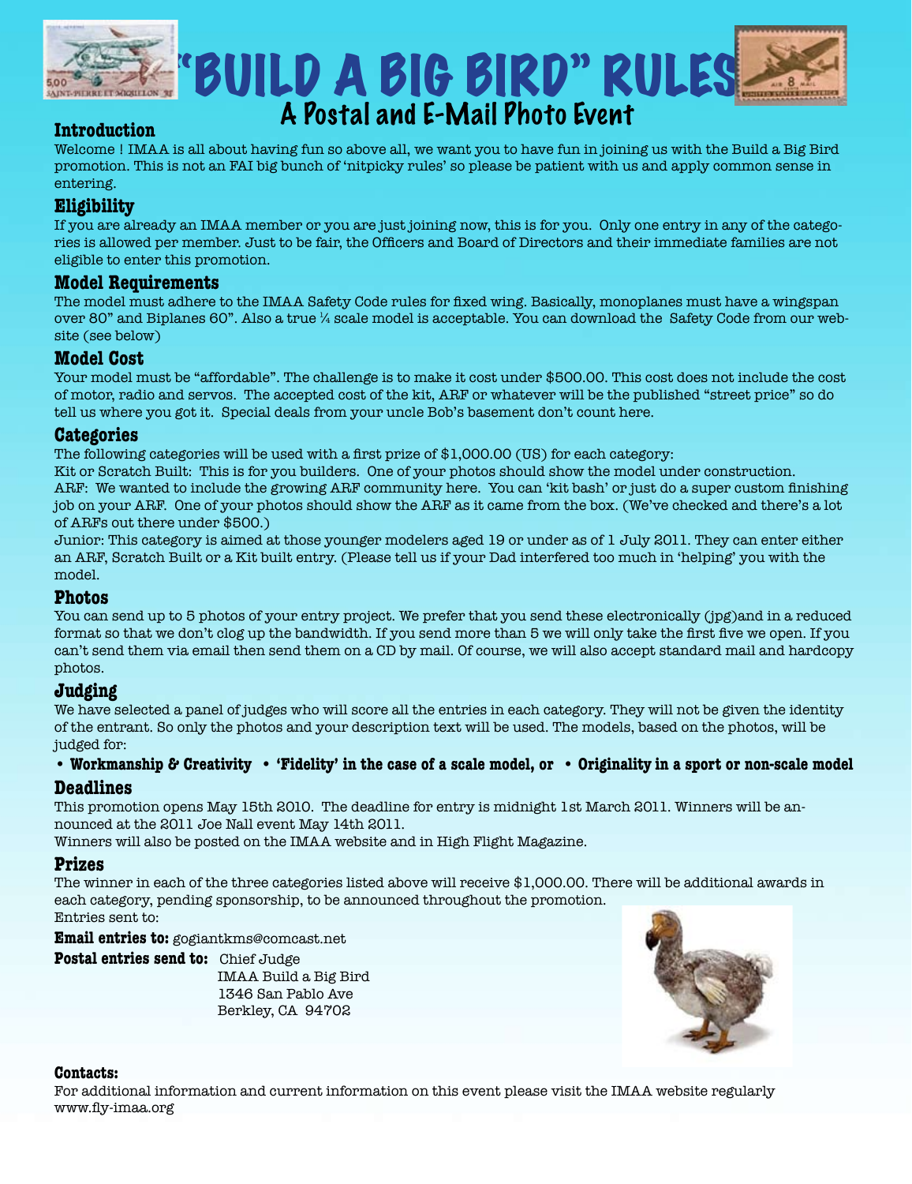# "BUILD A BIG BIRD" RULES

## A Postal and E-Mail Photo Event

### Introduction

Welcome ! IMAA is all about having fun so above all, we want you to have fun in joining us with the Build a Big Bird promotion. This is not an FAI big bunch of 'nitpicky rules' so please be patient with us and apply common sense in entering.

### Eligibility

If you are already an IMAA member or you are just joining now, this is for you. Only one entry in any of the categories is allowed per member. Just to be fair, the Officers and Board of Directors and their immediate families are not eligible to enter this promotion.

### Model Requirements

The model must adhere to the IMAA Safety Code rules for fixed wing. Basically, monoplanes must have a wingspan over 80" and Biplanes 60". Also a true ¼ scale model is acceptable. You can download the Safety Code from our website (see below)

### Model Cost

Your model must be "affordable". The challenge is to make it cost under $500.00. This cost does not include the cost of motor, radio and servos. The accepted cost of the kit, ARF or whatever will be the published "street price" so do tell us where you got it. Special deals from your uncle Bob's basement don't count here.

### Categories

The following categories will be used with a first prize of $1,000.00 (US) for each category:

Kit or Scratch Built: This is for you builders. One of your photos should show the model under construction.

ARF: We wanted to include the growing ARF community here. You can 'kit bash' or just do a super custom finishing job on your ARF. One of your photos should show the ARF as it came from the box. (We've checked and there's a lot of ARFs out there under $500.)

Junior: This category is aimed at those younger modelers aged 19 or under as of 1 July 2011. They can enter either an ARF, Scratch Built or a Kit built entry. (Please tell us if your Dad interfered too much in 'helping' you with the model.

### Photos

You can send up to 5 photos of your entry project. We prefer that you send these electronically (jpg)and in a reduced format so that we don't clog up the bandwidth. If you send more than 5 we will only take the first five we open. If you can't send them via email then send them on a CD by mail. Of course, we will also accept standard mail and hardcopy photos.

### Judging

We have selected a panel of judges who will score all the entries in each category. They will not be given the identity of the entrant. So only the photos and your description text will be used. The models, based on the photos, will be judged for:

- **Workmanship & Creativity**
- **'Fidelity' in the case of a scale model, or**
- **Originality in a sport or non-scale model**

### Deadlines

This promotion opens May 15th 2010. The deadline for entry is midnight 1st March 2011. Winners will be announced at the 2011 Joe Nall event May 14th 2011.

Winners will also be posted on the IMAA website and in High Flight Magazine.

### Prizes

The winner in each of the three categories listed above will receive $1,000.00. There will be additional awards in each category, pending sponsorship, to be announced throughout the promotion.

Entries sent to:

**Email entries to:** gogiantkms@comcast.net

**Postal entries send to:** Chief Judge
IMAA Build a Big Bird
1346 San Pablo Ave
Berkley, CA 94702

**Contacts:**

For additional information and current information on this event please visit the IMAA website regularly
www.fly-imaa.org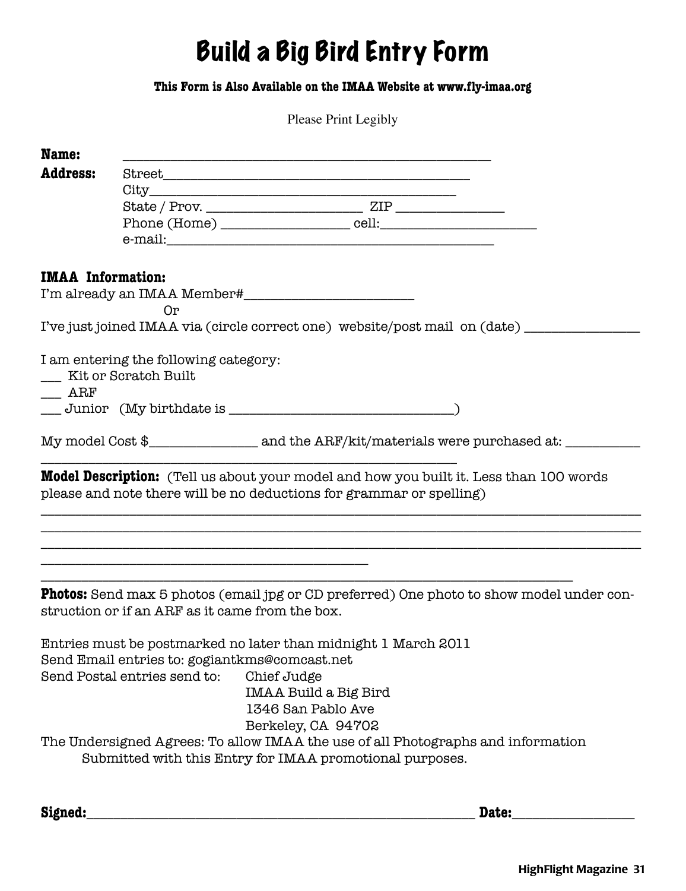# Build a Big Bird Entry Form

**This Form is Also Available on the IMAA Website at www.fly-imaa.org**

Please Print Legibly

**Name:** ____________________________________________

**Address:** Street____________________________________________
City____________________________________________
State / Prov. ______________________ ZIP _______________
Phone (Home) __________________ cell:______________________
e-mail:____________________________________________

**IMAA Information:**

I'm already an IMAA Member#________________________

Or

I've just joined IMAA via (circle correct one) website/post mail on (date) ________________

I am entering the following category:

___ Kit or Scratch Built
___ ARF
___ Junior (My birthdate is ________________________________)

My model Cost $_______________ and the ARF/kit/materials were purchased at: __________
____________________________________________________________

**Model Description:** (Tell us about your model and how you built it. Less than 100 words please and note there will be no deductions for grammar or spelling)

____________________________________________________________________________
____________________________________________________________________________
____________________________________________________________________________
____________________________________________
____________________________________________________________________________

**Photos:** Send max 5 photos (email jpg or CD preferred) One photo to show model under construction or if an ARF as it came from the box.

Entries must be postmarked no later than midnight 1 March 2011
Send Email entries to: gogiantkms@comcast.net
Send Postal entries send to: Chief Judge
IMAA Build a Big Bird
1346 San Pablo Ave
Berkeley, CA 94702

The Undersigned Agrees: To allow IMAA the use of all Photographs and information Submitted with this Entry for IMAA promotional purposes.

**Signed:**__________________________________________________ **Date:**________________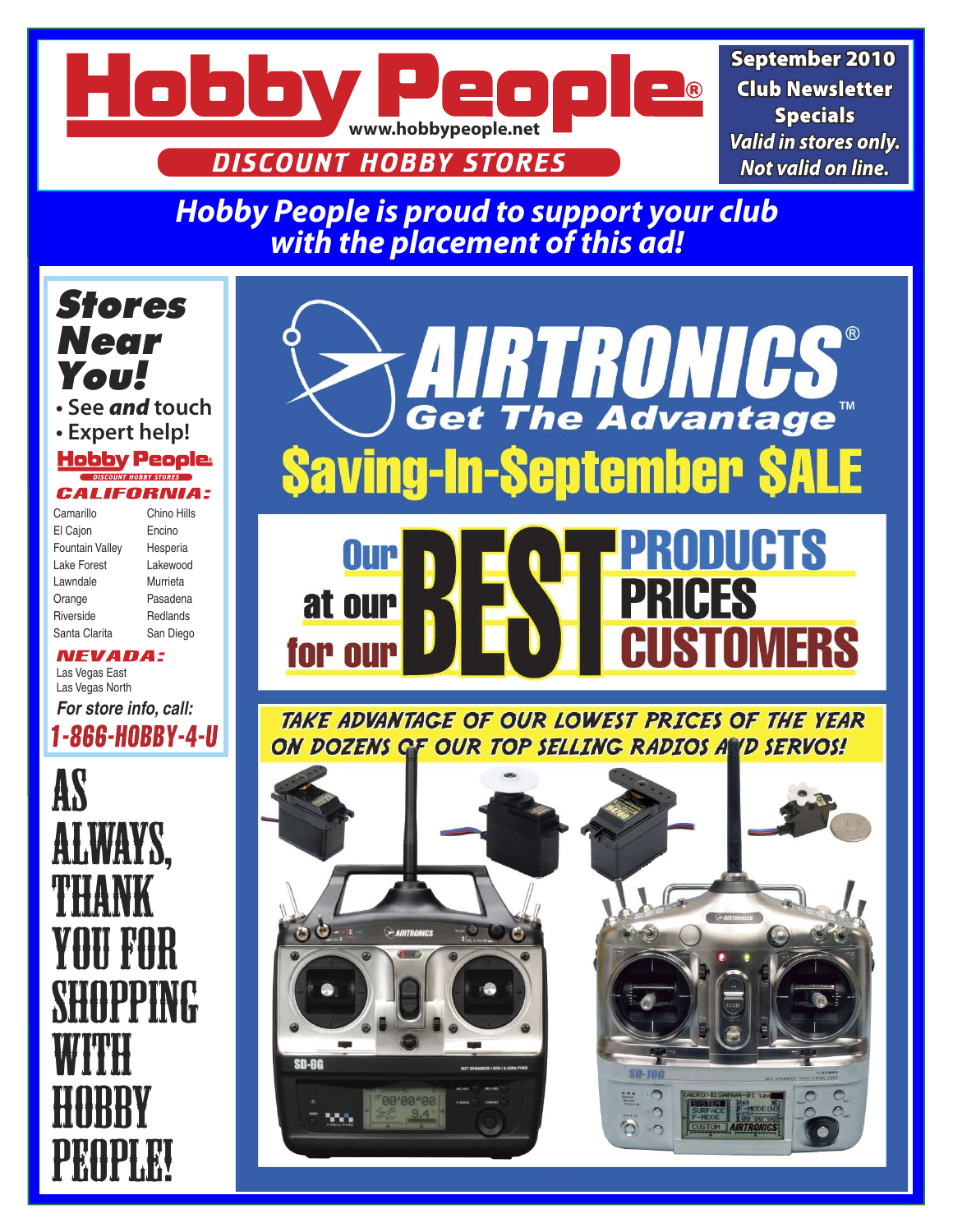# Hobby People®

www.hobbypeople.net

DISCOUNT HOBBY STORES

**September 2010 Club Newsletter Specials**

*Valid in stores only. Not valid on line.*

***Hobby People is proud to support your club with the placement of this ad!***

## Stores Near You!

- See *and* touch
- Expert help!

**Hobby People®** DISCOUNT HOBBY STORES

### CALIFORNIA:

| | |
|---|---|
| Camarillo | Chino Hills |
| El Cajon | Encino |
| Fountain Valley | Hesperia |
| Lake Forest | Lakewood |
| Lawndale | Murrieta |
| Orange | Pasadena |
| Riverside | Redlands |
| Santa Clarita | San Diego |

### NEVADA:

Las Vegas East
Las Vegas North

*For store info, call:*

**1-866-HOBBY-4-U**

**AS ALWAYS, THANK YOU FOR SHOPPING WITH HOBBY PEOPLE!**

# AIRTRONICS®

*Get The Advantage™*

## $aving-In-$eptember $ALE

Our BEST PRODUCTS
at our BEST PRICES
for our BEST CUSTOMERS

*TAKE ADVANTAGE OF OUR LOWEST PRICES OF THE YEAR ON DOZENS OF OUR TOP SELLING RADIOS AND SERVOS!*

SD-6G

SD-10G